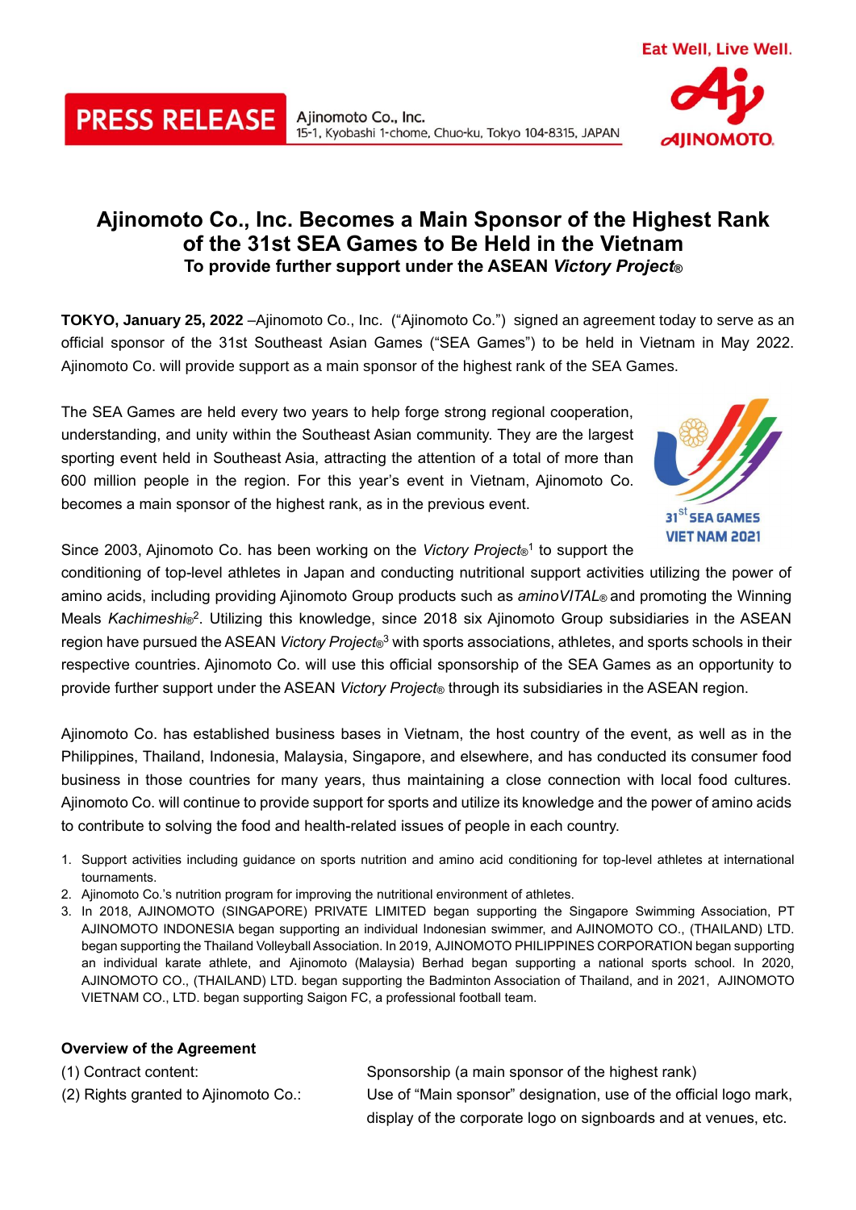PRESS RELEASE

Ajinomoto Co., Inc.
15-1, Kyobashi 1-chome, Chuo-ku, Tokyo 104-8315, JAPAN

Eat Well, Live Well.

# Ajinomoto Co., Inc. Becomes a Main Sponsor of the Highest Rank of the 31st SEA Games to Be Held in the Vietnam

### To provide further support under the ASEAN *Victory Project*®

**TOKYO, January 25, 2022** –Ajinomoto Co., Inc. ("Ajinomoto Co.") signed an agreement today to serve as an official sponsor of the 31st Southeast Asian Games ("SEA Games") to be held in Vietnam in May 2022. Ajinomoto Co. will provide support as a main sponsor of the highest rank of the SEA Games.

The SEA Games are held every two years to help forge strong regional cooperation, understanding, and unity within the Southeast Asian community. They are the largest sporting event held in Southeast Asia, attracting the attention of a total of more than 600 million people in the region. For this year's event in Vietnam, Ajinomoto Co. becomes a main sponsor of the highest rank, as in the previous event.

31st SEA GAMES VIET NAM 2021

Since 2003, Ajinomoto Co. has been working on the *Victory Project*®[1] to support the conditioning of top-level athletes in Japan and conducting nutritional support activities utilizing the power of amino acids, including providing Ajinomoto Group products such as *aminoVITAL*® and promoting the Winning Meals *Kachimeshi*®[2]. Utilizing this knowledge, since 2018 six Ajinomoto Group subsidiaries in the ASEAN region have pursued the ASEAN *Victory Project*®[3] with sports associations, athletes, and sports schools in their respective countries. Ajinomoto Co. will use this official sponsorship of the SEA Games as an opportunity to provide further support under the ASEAN *Victory Project*® through its subsidiaries in the ASEAN region.

Ajinomoto Co. has established business bases in Vietnam, the host country of the event, as well as in the Philippines, Thailand, Indonesia, Malaysia, Singapore, and elsewhere, and has conducted its consumer food business in those countries for many years, thus maintaining a close connection with local food cultures. Ajinomoto Co. will continue to provide support for sports and utilize its knowledge and the power of amino acids to contribute to solving the food and health-related issues of people in each country.

1. Support activities including guidance on sports nutrition and amino acid conditioning for top-level athletes at international tournaments.
2. Ajinomoto Co.'s nutrition program for improving the nutritional environment of athletes.
3. In 2018, AJINOMOTO (SINGAPORE) PRIVATE LIMITED began supporting the Singapore Swimming Association, PT AJINOMOTO INDONESIA began supporting an individual Indonesian swimmer, and AJINOMOTO CO., (THAILAND) LTD. began supporting the Thailand Volleyball Association. In 2019, AJINOMOTO PHILIPPINES CORPORATION began supporting an individual karate athlete, and Ajinomoto (Malaysia) Berhad began supporting a national sports school. In 2020, AJINOMOTO CO., (THAILAND) LTD. began supporting the Badminton Association of Thailand, and in 2021, AJINOMOTO VIETNAM CO., LTD. began supporting Saigon FC, a professional football team.

**Overview of the Agreement**

| | |
|---|---|
| (1) Contract content: | Sponsorship (a main sponsor of the highest rank) |
| (2) Rights granted to Ajinomoto Co.: | Use of "Main sponsor" designation, use of the official logo mark, display of the corporate logo on signboards and at venues, etc. |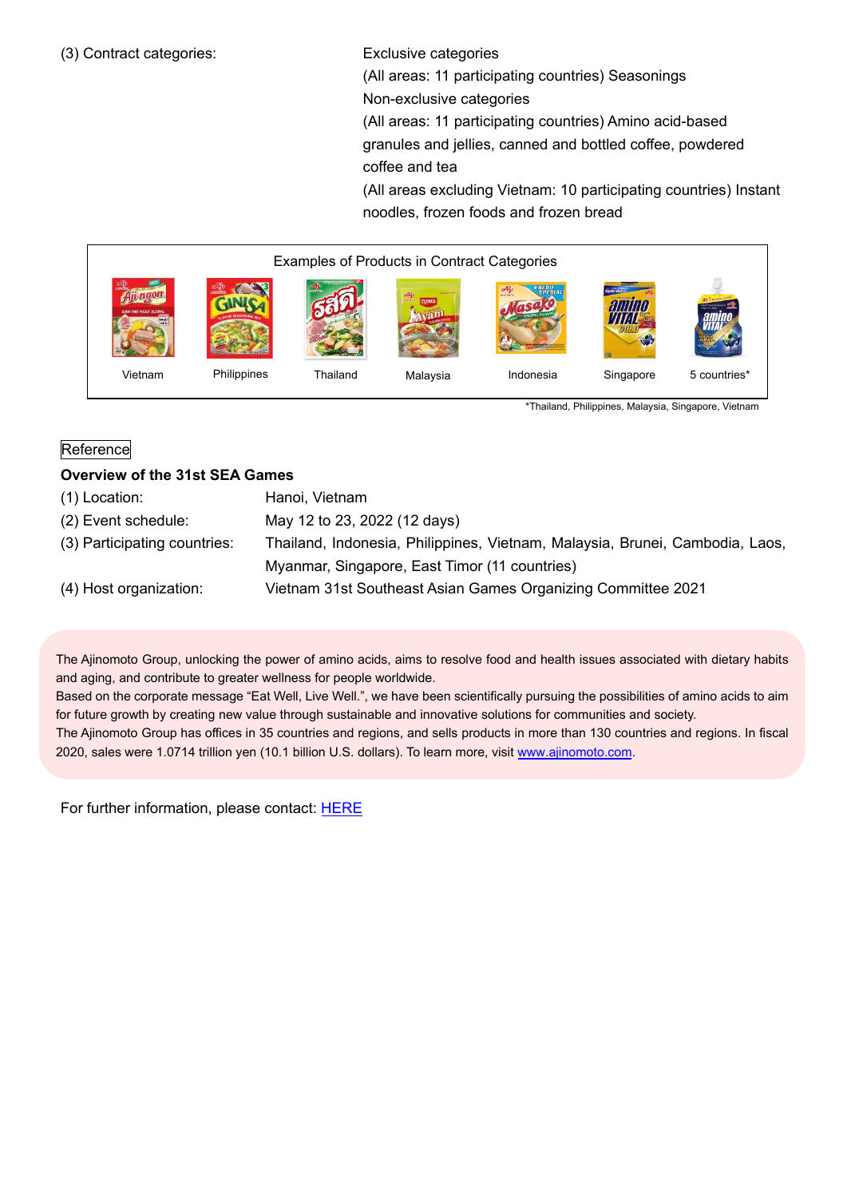(3) Contract categories:

Exclusive categories
(All areas: 11 participating countries) Seasonings
Non-exclusive categories
(All areas: 11 participating countries) Amino acid-based granules and jellies, canned and bottled coffee, powdered coffee and tea
(All areas excluding Vietnam: 10 participating countries) Instant noodles, frozen foods and frozen bread

Examples of Products in Contract Categories

Vietnam | Philippines | Thailand | Malaysia | Indonesia | Singapore | 5 countries*

*Thailand, Philippines, Malaysia, Singapore, Vietnam

Reference

**Overview of the 31st SEA Games**

| | |
|---|---|
| (1) Location: | Hanoi, Vietnam |
| (2) Event schedule: | May 12 to 23, 2022 (12 days) |
| (3) Participating countries: | Thailand, Indonesia, Philippines, Vietnam, Malaysia, Brunei, Cambodia, Laos, Myanmar, Singapore, East Timor (11 countries) |
| (4) Host organization: | Vietnam 31st Southeast Asian Games Organizing Committee 2021 |

The Ajinomoto Group, unlocking the power of amino acids, aims to resolve food and health issues associated with dietary habits and aging, and contribute to greater wellness for people worldwide.
Based on the corporate message "Eat Well, Live Well.", we have been scientifically pursuing the possibilities of amino acids to aim for future growth by creating new value through sustainable and innovative solutions for communities and society.
The Ajinomoto Group has offices in 35 countries and regions, and sells products in more than 130 countries and regions. In fiscal 2020, sales were 1.0714 trillion yen (10.1 billion U.S. dollars). To learn more, visit www.ajinomoto.com.

For further information, please contact: HERE